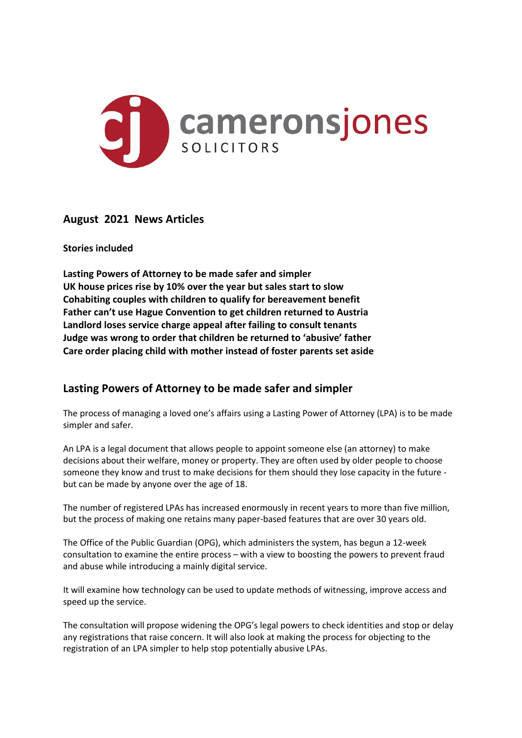cameronsjones SOLICITORS

## August 2021 News Articles

**Stories included**

**Lasting Powers of Attorney to be made safer and simpler**
**UK house prices rise by 10% over the year but sales start to slow**
**Cohabiting couples with children to qualify for bereavement benefit**
**Father can't use Hague Convention to get children returned to Austria**
**Landlord loses service charge appeal after failing to consult tenants**
**Judge was wrong to order that children be returned to 'abusive' father**
**Care order placing child with mother instead of foster parents set aside**

## Lasting Powers of Attorney to be made safer and simpler

The process of managing a loved one's affairs using a Lasting Power of Attorney (LPA) is to be made simpler and safer.

An LPA is a legal document that allows people to appoint someone else (an attorney) to make decisions about their welfare, money or property. They are often used by older people to choose someone they know and trust to make decisions for them should they lose capacity in the future - but can be made by anyone over the age of 18.

The number of registered LPAs has increased enormously in recent years to more than five million, but the process of making one retains many paper-based features that are over 30 years old.

The Office of the Public Guardian (OPG), which administers the system, has begun a 12-week consultation to examine the entire process – with a view to boosting the powers to prevent fraud and abuse while introducing a mainly digital service.

It will examine how technology can be used to update methods of witnessing, improve access and speed up the service.

The consultation will propose widening the OPG's legal powers to check identities and stop or delay any registrations that raise concern. It will also look at making the process for objecting to the registration of an LPA simpler to help stop potentially abusive LPAs.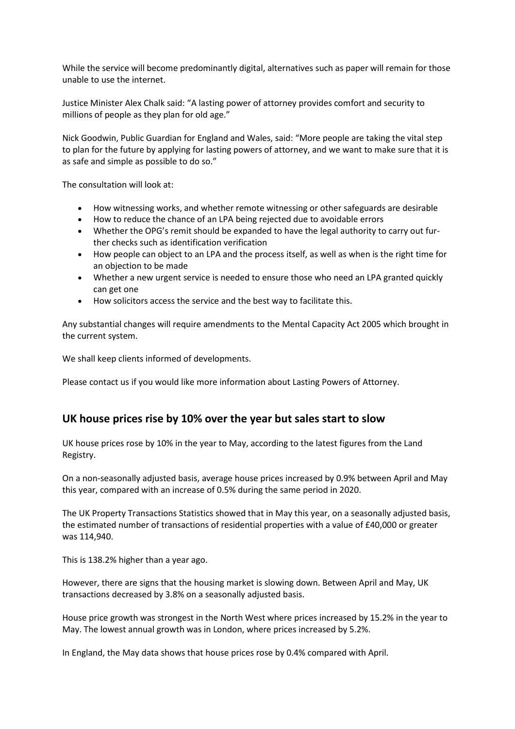While the service will become predominantly digital, alternatives such as paper will remain for those unable to use the internet.

Justice Minister Alex Chalk said: "A lasting power of attorney provides comfort and security to millions of people as they plan for old age."

Nick Goodwin, Public Guardian for England and Wales, said: "More people are taking the vital step to plan for the future by applying for lasting powers of attorney, and we want to make sure that it is as safe and simple as possible to do so."

The consultation will look at:

- How witnessing works, and whether remote witnessing or other safeguards are desirable
- How to reduce the chance of an LPA being rejected due to avoidable errors
- Whether the OPG's remit should be expanded to have the legal authority to carry out further checks such as identification verification
- How people can object to an LPA and the process itself, as well as when is the right time for an objection to be made
- Whether a new urgent service is needed to ensure those who need an LPA granted quickly can get one
- How solicitors access the service and the best way to facilitate this.

Any substantial changes will require amendments to the Mental Capacity Act 2005 which brought in the current system.

We shall keep clients informed of developments.

Please contact us if you would like more information about Lasting Powers of Attorney.

## UK house prices rise by 10% over the year but sales start to slow

UK house prices rose by 10% in the year to May, according to the latest figures from the Land Registry.

On a non-seasonally adjusted basis, average house prices increased by 0.9% between April and May this year, compared with an increase of 0.5% during the same period in 2020.

The UK Property Transactions Statistics showed that in May this year, on a seasonally adjusted basis, the estimated number of transactions of residential properties with a value of £40,000 or greater was 114,940.

This is 138.2% higher than a year ago.

However, there are signs that the housing market is slowing down. Between April and May, UK transactions decreased by 3.8% on a seasonally adjusted basis.

House price growth was strongest in the North West where prices increased by 15.2% in the year to May. The lowest annual growth was in London, where prices increased by 5.2%.

In England, the May data shows that house prices rose by 0.4% compared with April.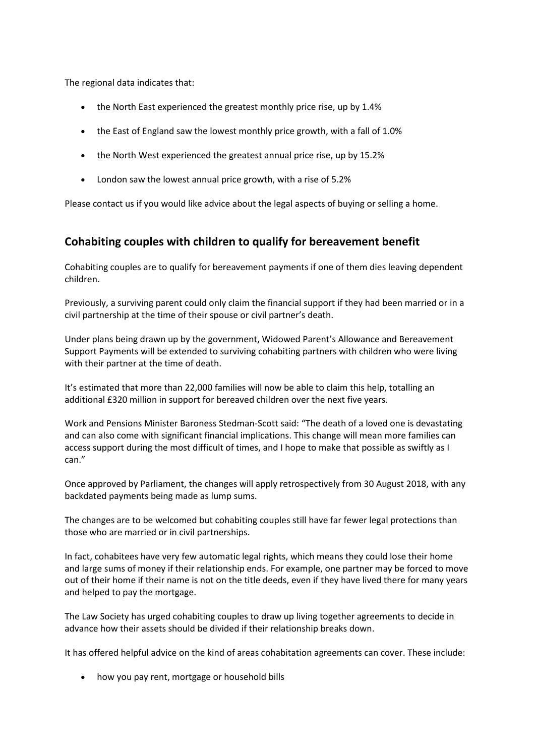The regional data indicates that:

- the North East experienced the greatest monthly price rise, up by 1.4%
- the East of England saw the lowest monthly price growth, with a fall of 1.0%
- the North West experienced the greatest annual price rise, up by 15.2%
- London saw the lowest annual price growth, with a rise of 5.2%

Please contact us if you would like advice about the legal aspects of buying or selling a home.

## Cohabiting couples with children to qualify for bereavement benefit

Cohabiting couples are to qualify for bereavement payments if one of them dies leaving dependent children.

Previously, a surviving parent could only claim the financial support if they had been married or in a civil partnership at the time of their spouse or civil partner's death.

Under plans being drawn up by the government, Widowed Parent's Allowance and Bereavement Support Payments will be extended to surviving cohabiting partners with children who were living with their partner at the time of death.

It's estimated that more than 22,000 families will now be able to claim this help, totalling an additional £320 million in support for bereaved children over the next five years.

Work and Pensions Minister Baroness Stedman-Scott said: "The death of a loved one is devastating and can also come with significant financial implications. This change will mean more families can access support during the most difficult of times, and I hope to make that possible as swiftly as I can."

Once approved by Parliament, the changes will apply retrospectively from 30 August 2018, with any backdated payments being made as lump sums.

The changes are to be welcomed but cohabiting couples still have far fewer legal protections than those who are married or in civil partnerships.

In fact, cohabitees have very few automatic legal rights, which means they could lose their home and large sums of money if their relationship ends. For example, one partner may be forced to move out of their home if their name is not on the title deeds, even if they have lived there for many years and helped to pay the mortgage.

The Law Society has urged cohabiting couples to draw up living together agreements to decide in advance how their assets should be divided if their relationship breaks down.

It has offered helpful advice on the kind of areas cohabitation agreements can cover. These include:

- how you pay rent, mortgage or household bills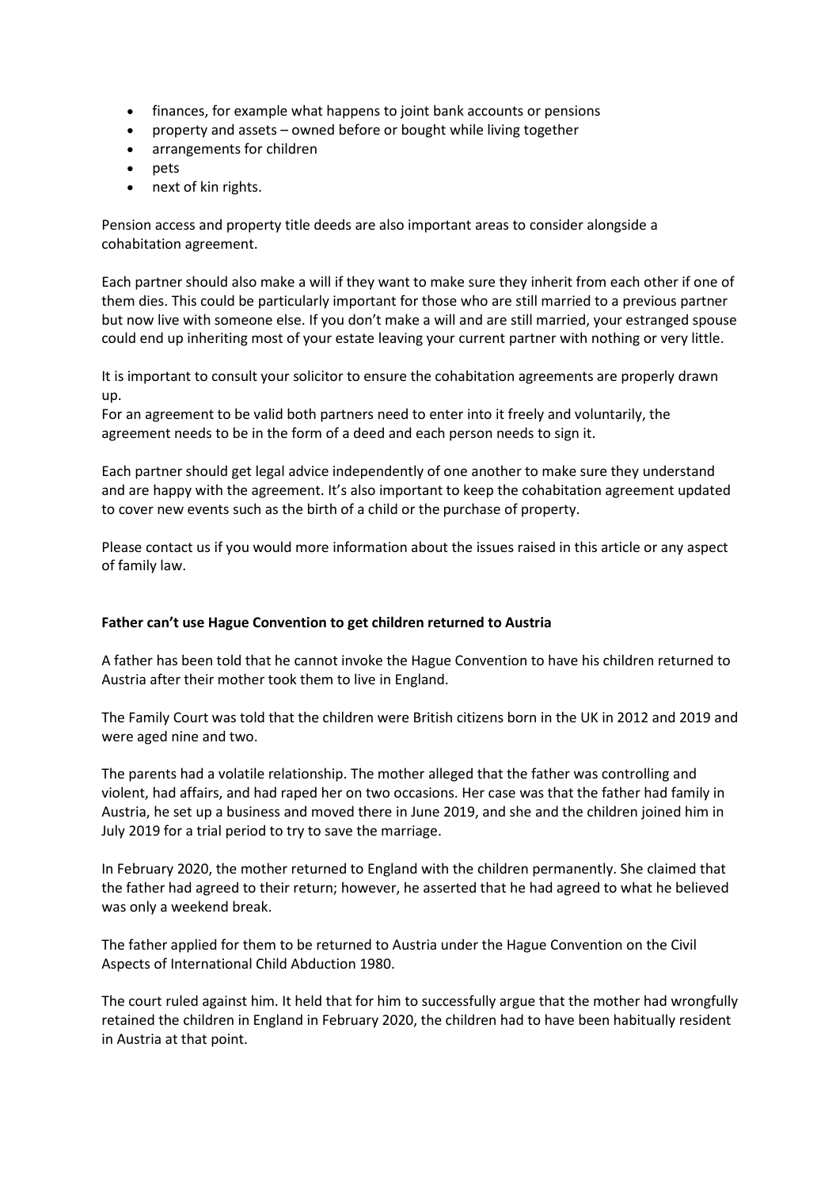- finances, for example what happens to joint bank accounts or pensions
- property and assets – owned before or bought while living together
- arrangements for children
- pets
- next of kin rights.

Pension access and property title deeds are also important areas to consider alongside a cohabitation agreement.

Each partner should also make a will if they want to make sure they inherit from each other if one of them dies. This could be particularly important for those who are still married to a previous partner but now live with someone else. If you don't make a will and are still married, your estranged spouse could end up inheriting most of your estate leaving your current partner with nothing or very little.

It is important to consult your solicitor to ensure the cohabitation agreements are properly drawn up.
For an agreement to be valid both partners need to enter into it freely and voluntarily, the agreement needs to be in the form of a deed and each person needs to sign it.

Each partner should get legal advice independently of one another to make sure they understand and are happy with the agreement. It's also important to keep the cohabitation agreement updated to cover new events such as the birth of a child or the purchase of property.

Please contact us if you would more information about the issues raised in this article or any aspect of family law.

**Father can't use Hague Convention to get children returned to Austria**

A father has been told that he cannot invoke the Hague Convention to have his children returned to Austria after their mother took them to live in England.

The Family Court was told that the children were British citizens born in the UK in 2012 and 2019 and were aged nine and two.

The parents had a volatile relationship. The mother alleged that the father was controlling and violent, had affairs, and had raped her on two occasions. Her case was that the father had family in Austria, he set up a business and moved there in June 2019, and she and the children joined him in July 2019 for a trial period to try to save the marriage.

In February 2020, the mother returned to England with the children permanently. She claimed that the father had agreed to their return; however, he asserted that he had agreed to what he believed was only a weekend break.

The father applied for them to be returned to Austria under the Hague Convention on the Civil Aspects of International Child Abduction 1980.

The court ruled against him. It held that for him to successfully argue that the mother had wrongfully retained the children in England in February 2020, the children had to have been habitually resident in Austria at that point.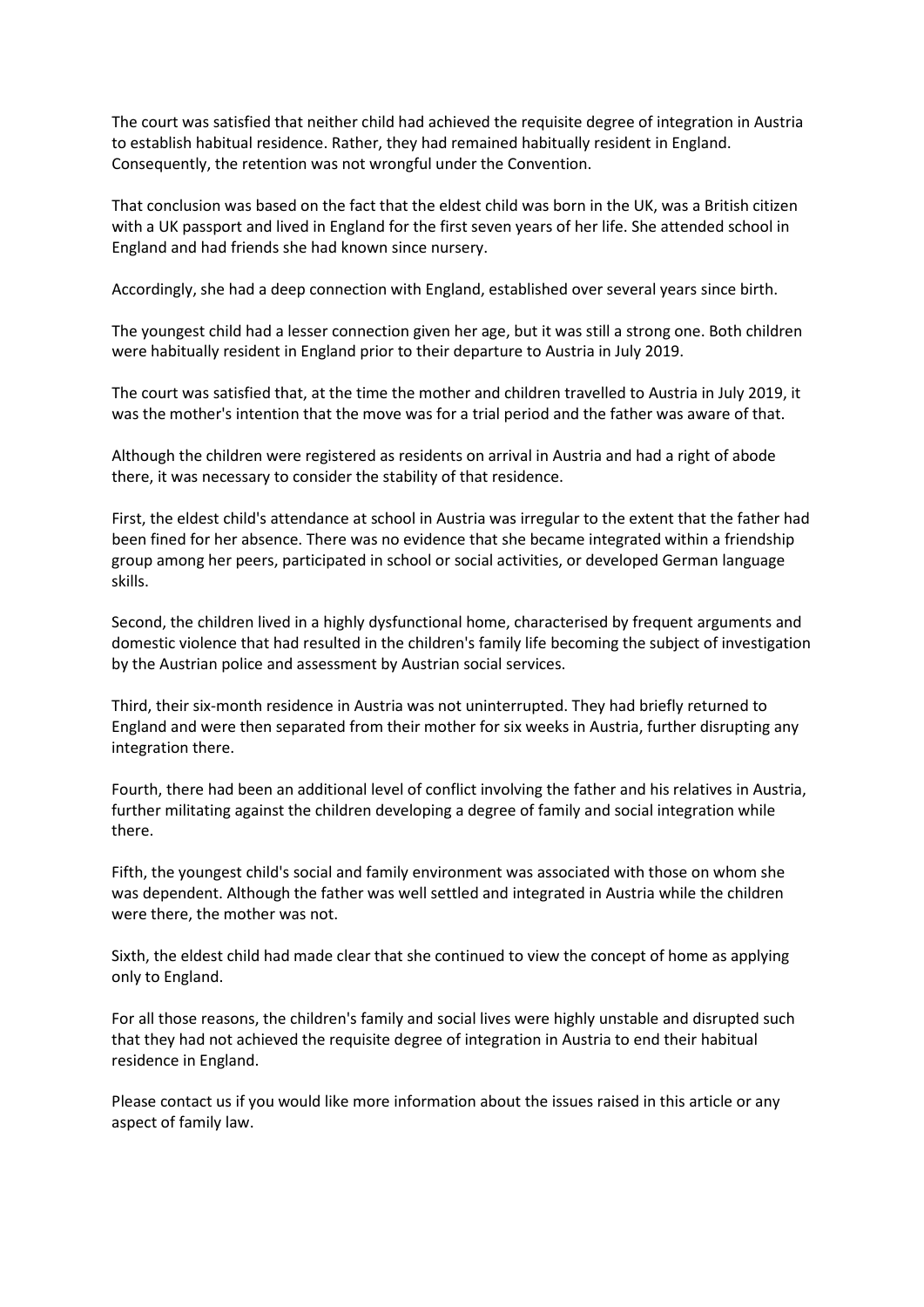The court was satisfied that neither child had achieved the requisite degree of integration in Austria to establish habitual residence. Rather, they had remained habitually resident in England. Consequently, the retention was not wrongful under the Convention.

That conclusion was based on the fact that the eldest child was born in the UK, was a British citizen with a UK passport and lived in England for the first seven years of her life. She attended school in England and had friends she had known since nursery.

Accordingly, she had a deep connection with England, established over several years since birth.

The youngest child had a lesser connection given her age, but it was still a strong one. Both children were habitually resident in England prior to their departure to Austria in July 2019.

The court was satisfied that, at the time the mother and children travelled to Austria in July 2019, it was the mother's intention that the move was for a trial period and the father was aware of that.

Although the children were registered as residents on arrival in Austria and had a right of abode there, it was necessary to consider the stability of that residence.

First, the eldest child's attendance at school in Austria was irregular to the extent that the father had been fined for her absence. There was no evidence that she became integrated within a friendship group among her peers, participated in school or social activities, or developed German language skills.

Second, the children lived in a highly dysfunctional home, characterised by frequent arguments and domestic violence that had resulted in the children's family life becoming the subject of investigation by the Austrian police and assessment by Austrian social services.

Third, their six-month residence in Austria was not uninterrupted. They had briefly returned to England and were then separated from their mother for six weeks in Austria, further disrupting any integration there.

Fourth, there had been an additional level of conflict involving the father and his relatives in Austria, further militating against the children developing a degree of family and social integration while there.

Fifth, the youngest child's social and family environment was associated with those on whom she was dependent. Although the father was well settled and integrated in Austria while the children were there, the mother was not.

Sixth, the eldest child had made clear that she continued to view the concept of home as applying only to England.

For all those reasons, the children's family and social lives were highly unstable and disrupted such that they had not achieved the requisite degree of integration in Austria to end their habitual residence in England.

Please contact us if you would like more information about the issues raised in this article or any aspect of family law.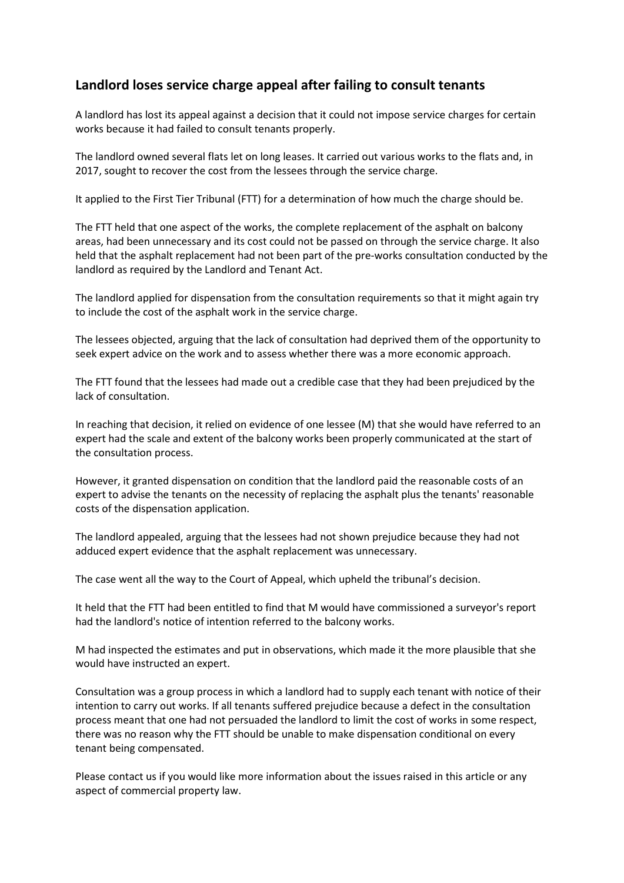## Landlord loses service charge appeal after failing to consult tenants

A landlord has lost its appeal against a decision that it could not impose service charges for certain works because it had failed to consult tenants properly.

The landlord owned several flats let on long leases. It carried out various works to the flats and, in 2017, sought to recover the cost from the lessees through the service charge.

It applied to the First Tier Tribunal (FTT) for a determination of how much the charge should be.

The FTT held that one aspect of the works, the complete replacement of the asphalt on balcony areas, had been unnecessary and its cost could not be passed on through the service charge. It also held that the asphalt replacement had not been part of the pre-works consultation conducted by the landlord as required by the Landlord and Tenant Act.

The landlord applied for dispensation from the consultation requirements so that it might again try to include the cost of the asphalt work in the service charge.

The lessees objected, arguing that the lack of consultation had deprived them of the opportunity to seek expert advice on the work and to assess whether there was a more economic approach.

The FTT found that the lessees had made out a credible case that they had been prejudiced by the lack of consultation.

In reaching that decision, it relied on evidence of one lessee (M) that she would have referred to an expert had the scale and extent of the balcony works been properly communicated at the start of the consultation process.

However, it granted dispensation on condition that the landlord paid the reasonable costs of an expert to advise the tenants on the necessity of replacing the asphalt plus the tenants' reasonable costs of the dispensation application.

The landlord appealed, arguing that the lessees had not shown prejudice because they had not adduced expert evidence that the asphalt replacement was unnecessary.

The case went all the way to the Court of Appeal, which upheld the tribunal's decision.

It held that the FTT had been entitled to find that M would have commissioned a surveyor's report had the landlord's notice of intention referred to the balcony works.

M had inspected the estimates and put in observations, which made it the more plausible that she would have instructed an expert.

Consultation was a group process in which a landlord had to supply each tenant with notice of their intention to carry out works. If all tenants suffered prejudice because a defect in the consultation process meant that one had not persuaded the landlord to limit the cost of works in some respect, there was no reason why the FTT should be unable to make dispensation conditional on every tenant being compensated.

Please contact us if you would like more information about the issues raised in this article or any aspect of commercial property law.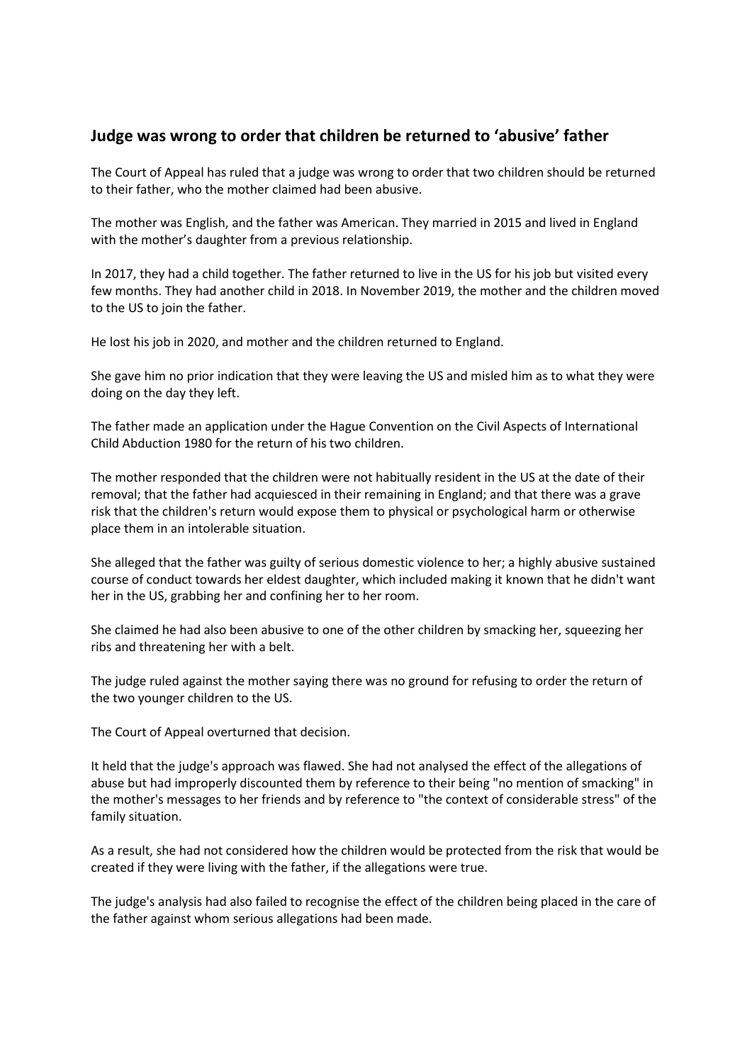## Judge was wrong to order that children be returned to 'abusive' father

The Court of Appeal has ruled that a judge was wrong to order that two children should be returned to their father, who the mother claimed had been abusive.

The mother was English, and the father was American. They married in 2015 and lived in England with the mother's daughter from a previous relationship.

In 2017, they had a child together. The father returned to live in the US for his job but visited every few months. They had another child in 2018. In November 2019, the mother and the children moved to the US to join the father.

He lost his job in 2020, and mother and the children returned to England.

She gave him no prior indication that they were leaving the US and misled him as to what they were doing on the day they left.

The father made an application under the Hague Convention on the Civil Aspects of International Child Abduction 1980 for the return of his two children.

The mother responded that the children were not habitually resident in the US at the date of their removal; that the father had acquiesced in their remaining in England; and that there was a grave risk that the children's return would expose them to physical or psychological harm or otherwise place them in an intolerable situation.

She alleged that the father was guilty of serious domestic violence to her; a highly abusive sustained course of conduct towards her eldest daughter, which included making it known that he didn't want her in the US, grabbing her and confining her to her room.

She claimed he had also been abusive to one of the other children by smacking her, squeezing her ribs and threatening her with a belt.

The judge ruled against the mother saying there was no ground for refusing to order the return of the two younger children to the US.

The Court of Appeal overturned that decision.

It held that the judge's approach was flawed. She had not analysed the effect of the allegations of abuse but had improperly discounted them by reference to their being "no mention of smacking" in the mother's messages to her friends and by reference to "the context of considerable stress" of the family situation.

As a result, she had not considered how the children would be protected from the risk that would be created if they were living with the father, if the allegations were true.

The judge's analysis had also failed to recognise the effect of the children being placed in the care of the father against whom serious allegations had been made.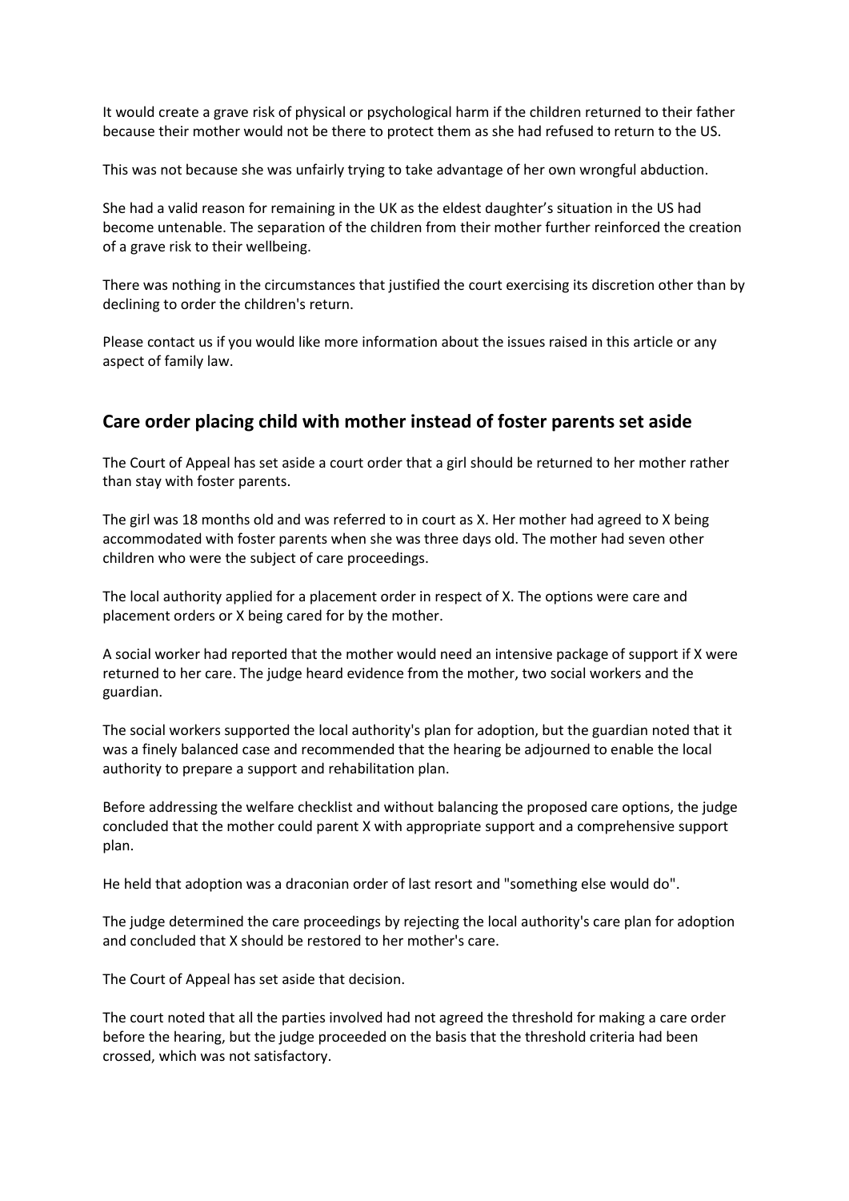It would create a grave risk of physical or psychological harm if the children returned to their father because their mother would not be there to protect them as she had refused to return to the US.

This was not because she was unfairly trying to take advantage of her own wrongful abduction.

She had a valid reason for remaining in the UK as the eldest daughter's situation in the US had become untenable. The separation of the children from their mother further reinforced the creation of a grave risk to their wellbeing.

There was nothing in the circumstances that justified the court exercising its discretion other than by declining to order the children's return.

Please contact us if you would like more information about the issues raised in this article or any aspect of family law.

## Care order placing child with mother instead of foster parents set aside

The Court of Appeal has set aside a court order that a girl should be returned to her mother rather than stay with foster parents.

The girl was 18 months old and was referred to in court as X. Her mother had agreed to X being accommodated with foster parents when she was three days old. The mother had seven other children who were the subject of care proceedings.

The local authority applied for a placement order in respect of X. The options were care and placement orders or X being cared for by the mother.

A social worker had reported that the mother would need an intensive package of support if X were returned to her care. The judge heard evidence from the mother, two social workers and the guardian.

The social workers supported the local authority's plan for adoption, but the guardian noted that it was a finely balanced case and recommended that the hearing be adjourned to enable the local authority to prepare a support and rehabilitation plan.

Before addressing the welfare checklist and without balancing the proposed care options, the judge concluded that the mother could parent X with appropriate support and a comprehensive support plan.

He held that adoption was a draconian order of last resort and "something else would do".

The judge determined the care proceedings by rejecting the local authority's care plan for adoption and concluded that X should be restored to her mother's care.

The Court of Appeal has set aside that decision.

The court noted that all the parties involved had not agreed the threshold for making a care order before the hearing, but the judge proceeded on the basis that the threshold criteria had been crossed, which was not satisfactory.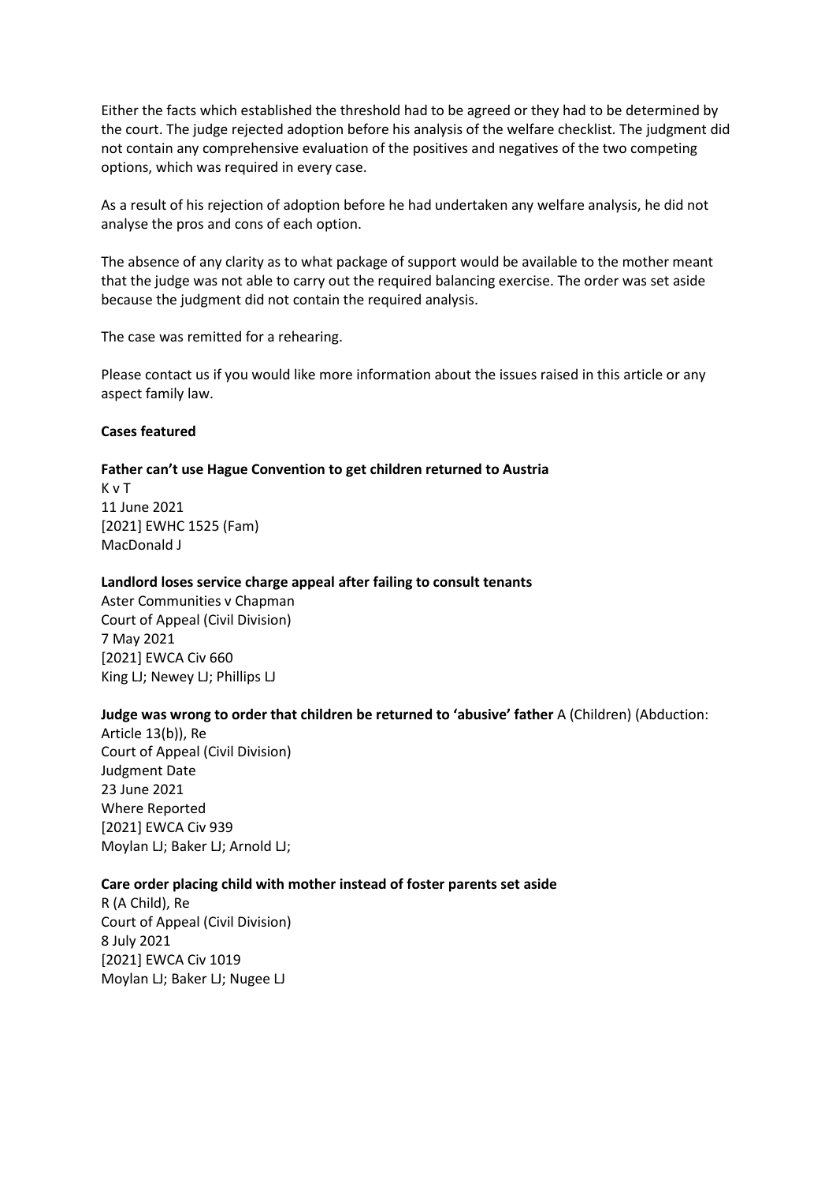Either the facts which established the threshold had to be agreed or they had to be determined by the court. The judge rejected adoption before his analysis of the welfare checklist. The judgment did not contain any comprehensive evaluation of the positives and negatives of the two competing options, which was required in every case.

As a result of his rejection of adoption before he had undertaken any welfare analysis, he did not analyse the pros and cons of each option.

The absence of any clarity as to what package of support would be available to the mother meant that the judge was not able to carry out the required balancing exercise. The order was set aside because the judgment did not contain the required analysis.

The case was remitted for a rehearing.

Please contact us if you would like more information about the issues raised in this article or any aspect family law.

**Cases featured**

**Father can't use Hague Convention to get children returned to Austria**
K v T
11 June 2021
[2021] EWHC 1525 (Fam)
MacDonald J

**Landlord loses service charge appeal after failing to consult tenants**
Aster Communities v Chapman
Court of Appeal (Civil Division)
7 May 2021
[2021] EWCA Civ 660
King LJ; Newey LJ; Phillips LJ

**Judge was wrong to order that children be returned to 'abusive' father** A (Children) (Abduction: Article 13(b)), Re
Court of Appeal (Civil Division)
Judgment Date
23 June 2021
Where Reported
[2021] EWCA Civ 939
Moylan LJ; Baker LJ; Arnold LJ;

**Care order placing child with mother instead of foster parents set aside**
R (A Child), Re
Court of Appeal (Civil Division)
8 July 2021
[2021] EWCA Civ 1019
Moylan LJ; Baker LJ; Nugee LJ